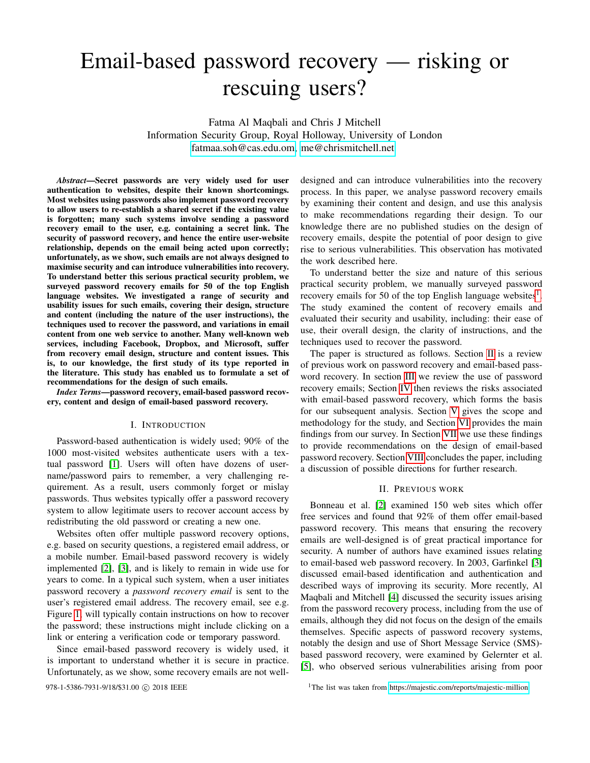# Email-based password recovery — risking or rescuing users?

Fatma Al Maqbali and Chris J Mitchell
Information Security Group, Royal Holloway, University of London
fatmaa.soh@cas.edu.om, me@chrismitchell.net

***Abstract*—Secret passwords are very widely used for user authentication to websites, despite their known shortcomings. Most websites using passwords also implement password recovery to allow users to re-establish a shared secret if the existing value is forgotten; many such systems involve sending a password recovery email to the user, e.g. containing a secret link. The security of password recovery, and hence the entire user-website relationship, depends on the email being acted upon correctly; unfortunately, as we show, such emails are not always designed to maximise security and can introduce vulnerabilities into recovery. To understand better this serious practical security problem, we surveyed password recovery emails for 50 of the top English language websites. We investigated a range of security and usability issues for such emails, covering their design, structure and content (including the nature of the user instructions), the techniques used to recover the password, and variations in email content from one web service to another. Many well-known web services, including Facebook, Dropbox, and Microsoft, suffer from recovery email design, structure and content issues. This is, to our knowledge, the first study of its type reported in the literature. This study has enabled us to formulate a set of recommendations for the design of such emails.**

***Index Terms*—password recovery, email-based password recovery, content and design of email-based password recovery.**

## I. Introduction

Password-based authentication is widely used; 90% of the 1000 most-visited websites authenticate users with a textual password [1]. Users will often have dozens of username/password pairs to remember, a very challenging requirement. As a result, users commonly forget or mislay passwords. Thus websites typically offer a password recovery system to allow legitimate users to recover account access by redistributing the old password or creating a new one.

Websites often offer multiple password recovery options, e.g. based on security questions, a registered email address, or a mobile number. Email-based password recovery is widely implemented [2], [3], and is likely to remain in wide use for years to come. In a typical such system, when a user initiates password recovery a *password recovery email* is sent to the user's registered email address. The recovery email, see e.g. Figure 1, will typically contain instructions on how to recover the password; these instructions might include clicking on a link or entering a verification code or temporary password.

Since email-based password recovery is widely used, it is important to understand whether it is secure in practice. Unfortunately, as we show, some recovery emails are not well-designed and can introduce vulnerabilities into the recovery process. In this paper, we analyse password recovery emails by examining their content and design, and use this analysis to make recommendations regarding their design. To our knowledge there are no published studies on the design of recovery emails, despite the potential of poor design to give rise to serious vulnerabilities. This observation has motivated the work described here.

To understand better the size and nature of this serious practical security problem, we manually surveyed password recovery emails for 50 of the top English language websites[1]. The study examined the content of recovery emails and evaluated their security and usability, including: their ease of use, their overall design, the clarity of instructions, and the techniques used to recover the password.

The paper is structured as follows. Section II is a review of previous work on password recovery and email-based password recovery. In section III we review the use of password recovery emails; Section IV then reviews the risks associated with email-based password recovery, which forms the basis for our subsequent analysis. Section V gives the scope and methodology for the study, and Section VI provides the main findings from our survey. In Section VII we use these findings to provide recommendations on the design of email-based password recovery. Section VIII concludes the paper, including a discussion of possible directions for further research.

## II. Previous work

Bonneau et al. [2] examined 150 web sites which offer free services and found that 92% of them offer email-based password recovery. This means that ensuring the recovery emails are well-designed is of great practical importance for security. A number of authors have examined issues relating to email-based web password recovery. In 2003, Garfinkel [3] discussed email-based identification and authentication and described ways of improving its security. More recently, Al Maqbali and Mitchell [4] discussed the security issues arising from the password recovery process, including from the use of emails, although they did not focus on the design of the emails themselves. Specific aspects of password recovery systems, notably the design and use of Short Message Service (SMS)-based password recovery, were examined by Gelernter et al. [5], who observed serious vulnerabilities arising from poor

[1] The list was taken from https://majestic.com/reports/majestic-million

978-1-5386-7931-9/18/$31.00 © 2018 IEEE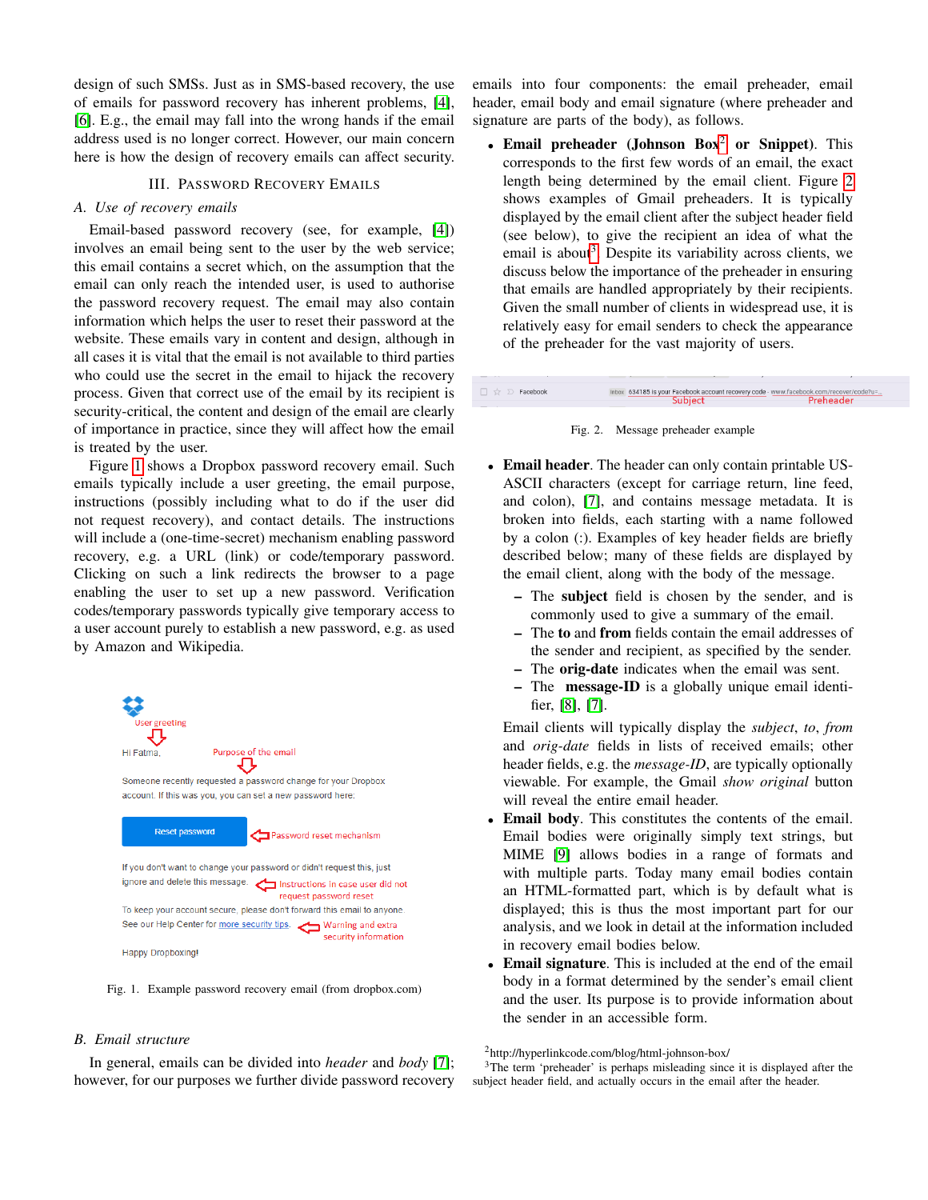design of such SMSs. Just as in SMS-based recovery, the use of emails for password recovery has inherent problems, [4], [6]. E.g., the email may fall into the wrong hands if the email address used is no longer correct. However, our main concern here is how the design of recovery emails can affect security.

## III. Password Recovery Emails

### A. Use of recovery emails

Email-based password recovery (see, for example, [4]) involves an email being sent to the user by the web service; this email contains a secret which, on the assumption that the email can only reach the intended user, is used to authorise the password recovery request. The email may also contain information which helps the user to reset their password at the website. These emails vary in content and design, although in all cases it is vital that the email is not available to third parties who could use the secret in the email to hijack the recovery process. Given that correct use of the email by its recipient is security-critical, the content and design of the email are clearly of importance in practice, since they will affect how the email is treated by the user.

Figure 1 shows a Dropbox password recovery email. Such emails typically include a user greeting, the email purpose, instructions (possibly including what to do if the user did not request recovery), and contact details. The instructions will include a (one-time-secret) mechanism enabling password recovery, e.g. a URL (link) or code/temporary password. Clicking on such a link redirects the browser to a page enabling the user to set up a new password. Verification codes/temporary passwords typically give temporary access to a user account purely to establish a new password, e.g. as used by Amazon and Wikipedia.

Fig. 1. Example password recovery email (from dropbox.com)

### B. Email structure

In general, emails can be divided into *header* and *body* [7]; however, for our purposes we further divide password recovery emails into four components: the email preheader, email header, email body and email signature (where preheader and signature are parts of the body), as follows.

- **Email preheader (Johnson Box[2] or Snippet)**. This corresponds to the first few words of an email, the exact length being determined by the email client. Figure 2 shows examples of Gmail preheaders. It is typically displayed by the email client after the subject header field (see below), to give the recipient an idea of what the email is about[3]. Despite its variability across clients, we discuss below the importance of the preheader in ensuring that emails are handled appropriately by their recipients. Given the small number of clients in widespread use, it is relatively easy for email senders to check the appearance of the preheader for the vast majority of users.

Fig. 2. Message preheader example

- **Email header**. The header can only contain printable US-ASCII characters (except for carriage return, line feed, and colon), [7], and contains message metadata. It is broken into fields, each starting with a name followed by a colon (:). Examples of key header fields are briefly described below; many of these fields are displayed by the email client, along with the body of the message.
  - The **subject** field is chosen by the sender, and is commonly used to give a summary of the email.
  - The **to** and **from** fields contain the email addresses of the sender and recipient, as specified by the sender.
  - The **orig-date** indicates when the email was sent.
  - The **message-ID** is a globally unique email identifier, [8], [7].

  Email clients will typically display the *subject*, *to*, *from* and *orig-date* fields in lists of received emails; other header fields, e.g. the *message-ID*, are typically optionally viewable. For example, the Gmail *show original* button will reveal the entire email header.
- **Email body**. This constitutes the contents of the email. Email bodies were originally simply text strings, but MIME [9] allows bodies in a range of formats and with multiple parts. Today many email bodies contain an HTML-formatted part, which is by default what is displayed; this is thus the most important part for our analysis, and we look in detail at the information included in recovery email bodies below.
- **Email signature**. This is included at the end of the email body in a format determined by the sender's email client and the user. Its purpose is to provide information about the sender in an accessible form.

[2] http://hyperlinkcode.com/blog/html-johnson-box/

[3] The term 'preheader' is perhaps misleading since it is displayed after the subject header field, and actually occurs in the email after the header.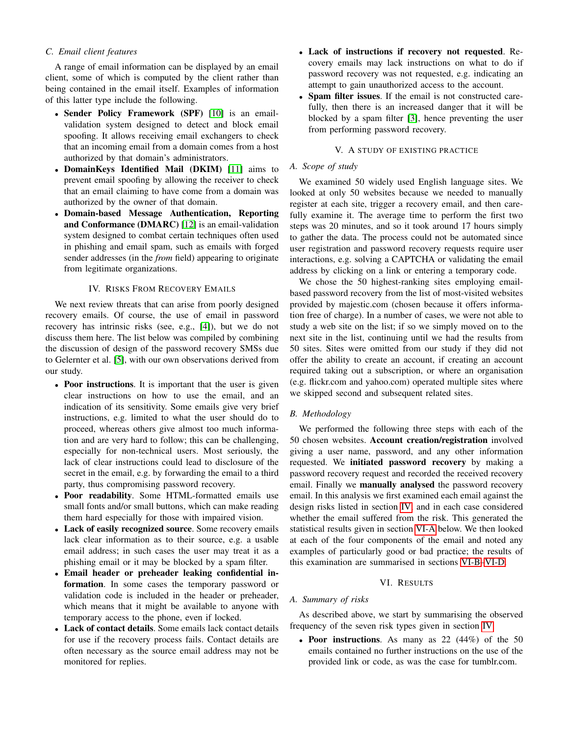### C. Email client features

A range of email information can be displayed by an email client, some of which is computed by the client rather than being contained in the email itself. Examples of information of this latter type include the following.

- **Sender Policy Framework (SPF)** [10] is an email-validation system designed to detect and block email spoofing. It allows receiving email exchangers to check that an incoming email from a domain comes from a host authorized by that domain's administrators.
- **DomainKeys Identified Mail (DKIM)** [11] aims to prevent email spoofing by allowing the receiver to check that an email claiming to have come from a domain was authorized by the owner of that domain.
- **Domain-based Message Authentication, Reporting and Conformance (DMARC)** [12] is an email-validation system designed to combat certain techniques often used in phishing and email spam, such as emails with forged sender addresses (in the *from* field) appearing to originate from legitimate organizations.

## IV. Risks From Recovery Emails

We next review threats that can arise from poorly designed recovery emails. Of course, the use of email in password recovery has intrinsic risks (see, e.g., [4]), but we do not discuss them here. The list below was compiled by combining the discussion of design of the password recovery SMSs due to Gelernter et al. [5], with our own observations derived from our study.

- **Poor instructions**. It is important that the user is given clear instructions on how to use the email, and an indication of its sensitivity. Some emails give very brief instructions, e.g. limited to what the user should do to proceed, whereas others give almost too much information and are very hard to follow; this can be challenging, especially for non-technical users. Most seriously, the lack of clear instructions could lead to disclosure of the secret in the email, e.g. by forwarding the email to a third party, thus compromising password recovery.
- **Poor readability**. Some HTML-formatted emails use small fonts and/or small buttons, which can make reading them hard especially for those with impaired vision.
- **Lack of easily recognized source**. Some recovery emails lack clear information as to their source, e.g. a usable email address; in such cases the user may treat it as a phishing email or it may be blocked by a spam filter.
- **Email header or preheader leaking confidential information**. In some cases the temporary password or validation code is included in the header or preheader, which means that it might be available to anyone with temporary access to the phone, even if locked.
- **Lack of contact details**. Some emails lack contact details for use if the recovery process fails. Contact details are often necessary as the source email address may not be monitored for replies.
- **Lack of instructions if recovery not requested**. Recovery emails may lack instructions on what to do if password recovery was not requested, e.g. indicating an attempt to gain unauthorized access to the account.
- **Spam filter issues**. If the email is not constructed carefully, then there is an increased danger that it will be blocked by a spam filter [3], hence preventing the user from performing password recovery.

## V. A Study of Existing Practice

### A. Scope of study

We examined 50 widely used English language sites. We looked at only 50 websites because we needed to manually register at each site, trigger a recovery email, and then carefully examine it. The average time to perform the first two steps was 20 minutes, and so it took around 17 hours simply to gather the data. The process could not be automated since user registration and password recovery requests require user interactions, e.g. solving a CAPTCHA or validating the email address by clicking on a link or entering a temporary code.

We chose the 50 highest-ranking sites employing email-based password recovery from the list of most-visited websites provided by majestic.com (chosen because it offers information free of charge). In a number of cases, we were not able to study a web site on the list; if so we simply moved on to the next site in the list, continuing until we had the results from 50 sites. Sites were omitted from our study if they did not offer the ability to create an account, if creating an account required taking out a subscription, or where an organisation (e.g. flickr.com and yahoo.com) operated multiple sites where we skipped second and subsequent related sites.

### B. Methodology

We performed the following three steps with each of the 50 chosen websites. **Account creation/registration** involved giving a user name, password, and any other information requested. We **initiated password recovery** by making a password recovery request and recorded the received recovery email. Finally we **manually analysed** the password recovery email. In this analysis we first examined each email against the design risks listed in section IV and in each case considered whether the email suffered from the risk. This generated the statistical results given in section VI-A below. We then looked at each of the four components of the email and noted any examples of particularly good or bad practice; the results of this examination are summarised in sections VI-B–VI-D.

## VI. Results

### A. Summary of risks

As described above, we start by summarising the observed frequency of the seven risk types given in section IV.

- **Poor instructions**. As many as 22 (44%) of the 50 emails contained no further instructions on the use of the provided link or code, as was the case for tumblr.com.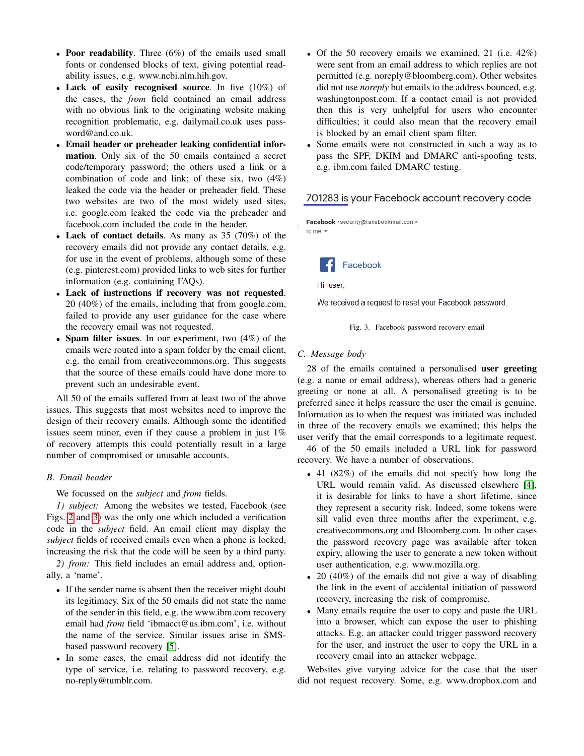- **Poor readability**. Three (6%) of the emails used small fonts or condensed blocks of text, giving potential readability issues, e.g. www.ncbi.nlm.hih.gov.
- **Lack of easily recognised source**. In five (10%) of the cases, the *from* field contained an email address with no obvious link to the originating website making recognition problematic, e.g. dailymail.co.uk uses password@and.co.uk.
- **Email header or preheader leaking confidential information**. Only six of the 50 emails contained a secret code/temporary password; the others used a link or a combination of code and link; of these six, two (4%) leaked the code via the header or preheader field. These two websites are two of the most widely used sites, i.e. google.com leaked the code via the preheader and facebook.com included the code in the header.
- **Lack of contact details**. As many as 35 (70%) of the recovery emails did not provide any contact details, e.g. for use in the event of problems, although some of these (e.g. pinterest.com) provided links to web sites for further information (e.g. containing FAQs).
- **Lack of instructions if recovery was not requested**. 20 (40%) of the emails, including that from google.com, failed to provide any user guidance for the case where the recovery email was not requested.
- **Spam filter issues**. In our experiment, two (4%) of the emails were routed into a spam folder by the email client, e.g. the email from creativecommons.org. This suggests that the source of these emails could have done more to prevent such an undesirable event.

All 50 of the emails suffered from at least two of the above issues. This suggests that most websites need to improve the design of their recovery emails. Although some the identified issues seem minor, even if they cause a problem in just 1% of recovery attempts this could potentially result in a large number of compromised or unusable accounts.

### B. Email header

We focussed on the *subject* and *from* fields.

*1) subject:* Among the websites we tested, Facebook (see Figs. 2 and 3) was the only one which included a verification code in the *subject* field. An email client may display the *subject* fields of received emails even when a phone is locked, increasing the risk that the code will be seen by a third party.

*2) from:* This field includes an email address and, optionally, a 'name'.

- If the sender name is absent then the receiver might doubt its legitimacy. Six of the 50 emails did not state the name of the sender in this field, e.g. the www.ibm.com recovery email had *from* field 'ibmacct@us.ibm.com', i.e. without the name of the service. Similar issues arise in SMS-based password recovery [5].
- In some cases, the email address did not identify the type of service, i.e. relating to password recovery, e.g. no-reply@tumblr.com.
- Of the 50 recovery emails we examined, 21 (i.e. 42%) were sent from an email address to which replies are not permitted (e.g. noreply@bloomberg.com). Other websites did not use *noreply* but emails to the address bounced, e.g. washingtonpost.com. If a contact email is not provided then this is very unhelpful for users who encounter difficulties; it could also mean that the recovery email is blocked by an email client spam filter.
- Some emails were not constructed in such a way as to pass the SPF, DKIM and DMARC anti-spoofing tests, e.g. ibm.com failed DMARC testing.

701283 is your Facebook account recovery code

Facebook <security@facebookmail.com>
to me

Facebook

Hi user,

We received a request to reset your Facebook password.

Fig. 3. Facebook password recovery email

### C. Message body

28 of the emails contained a personalised **user greeting** (e.g. a name or email address), whereas others had a generic greeting or none at all. A personalised greeting is to be preferred since it helps reassure the user the email is genuine. Information as to when the request was initiated was included in three of the recovery emails we examined; this helps the user verify that the email corresponds to a legitimate request.

46 of the 50 emails included a URL link for password recovery. We have a number of observations.

- 41 (82%) of the emails did not specify how long the URL would remain valid. As discussed elsewhere [4], it is desirable for links to have a short lifetime, since they represent a security risk. Indeed, some tokens were sill valid even three months after the experiment, e.g. creativecommons.org and Bloomberg.com. In other cases the password recovery page was available after token expiry, allowing the user to generate a new token without user authentication, e.g. www.mozilla.org.
- 20 (40%) of the emails did not give a way of disabling the link in the event of accidental initiation of password recovery, increasing the risk of compromise.
- Many emails require the user to copy and paste the URL into a browser, which can expose the user to phishing attacks. E.g. an attacker could trigger password recovery for the user, and instruct the user to copy the URL in a recovery email into an attacker webpage.

Websites give varying advice for the case that the user did not request recovery. Some, e.g. www.dropbox.com and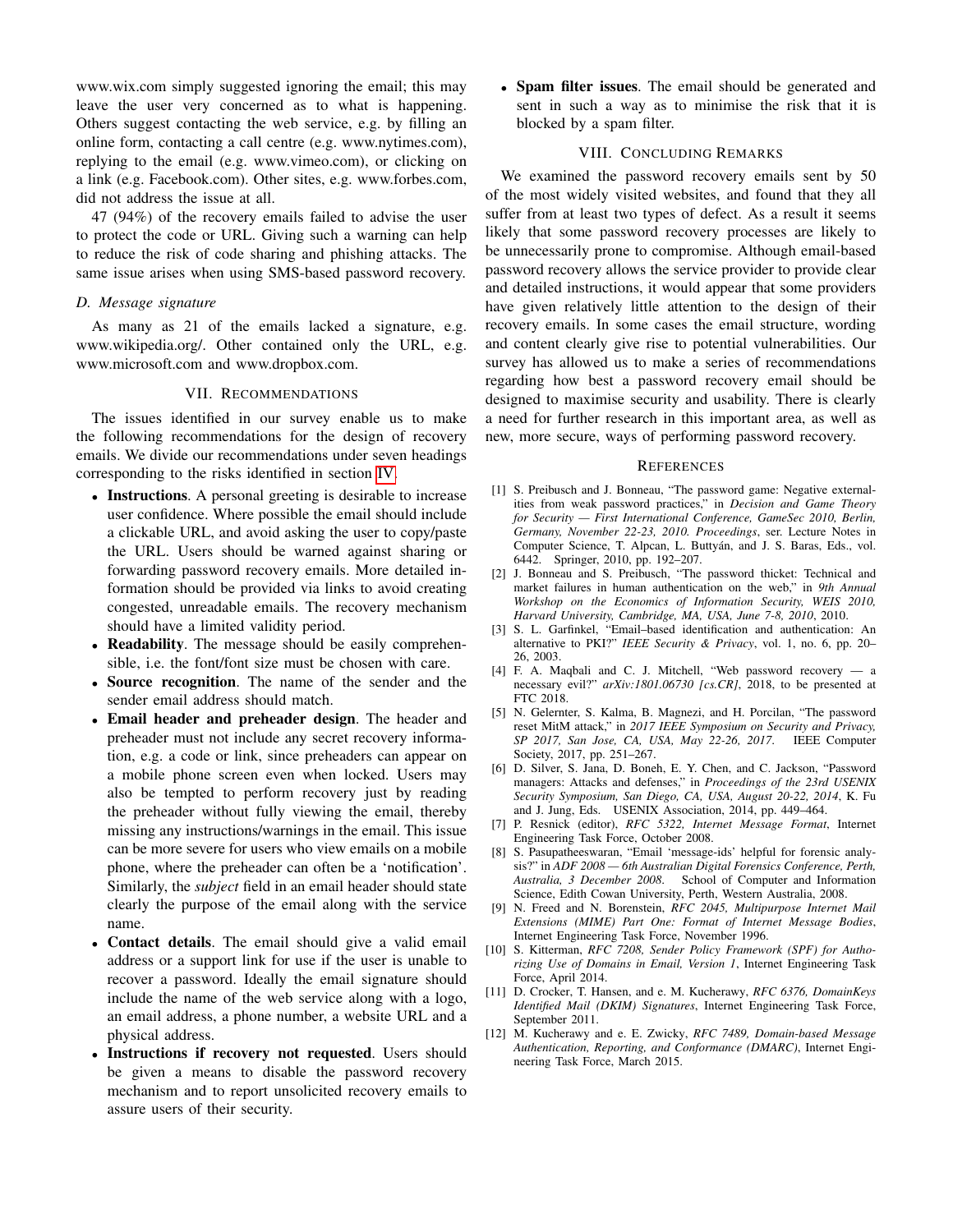www.wix.com simply suggested ignoring the email; this may leave the user very concerned as to what is happening. Others suggest contacting the web service, e.g. by filling an online form, contacting a call centre (e.g. www.nytimes.com), replying to the email (e.g. www.vimeo.com), or clicking on a link (e.g. Facebook.com). Other sites, e.g. www.forbes.com, did not address the issue at all.

47 (94%) of the recovery emails failed to advise the user to protect the code or URL. Giving such a warning can help to reduce the risk of code sharing and phishing attacks. The same issue arises when using SMS-based password recovery.

### *D. Message signature*

As many as 21 of the emails lacked a signature, e.g. www.wikipedia.org/. Other contained only the URL, e.g. www.microsoft.com and www.dropbox.com.

## VII. Recommendations

The issues identified in our survey enable us to make the following recommendations for the design of recovery emails. We divide our recommendations under seven headings corresponding to the risks identified in section IV.

- **Instructions**. A personal greeting is desirable to increase user confidence. Where possible the email should include a clickable URL, and avoid asking the user to copy/paste the URL. Users should be warned against sharing or forwarding password recovery emails. More detailed information should be provided via links to avoid creating congested, unreadable emails. The recovery mechanism should have a limited validity period.
- **Readability**. The message should be easily comprehensible, i.e. the font/font size must be chosen with care.
- **Source recognition**. The name of the sender and the sender email address should match.
- **Email header and preheader design**. The header and preheader must not include any secret recovery information, e.g. a code or link, since preheaders can appear on a mobile phone screen even when locked. Users may also be tempted to perform recovery just by reading the preheader without fully viewing the email, thereby missing any instructions/warnings in the email. This issue can be more severe for users who view emails on a mobile phone, where the preheader can often be a 'notification'. Similarly, the *subject* field in an email header should state clearly the purpose of the email along with the service name.
- **Contact details**. The email should give a valid email address or a support link for use if the user is unable to recover a password. Ideally the email signature should include the name of the web service along with a logo, an email address, a phone number, a website URL and a physical address.
- **Instructions if recovery not requested**. Users should be given a means to disable the password recovery mechanism and to report unsolicited recovery emails to assure users of their security.
- **Spam filter issues**. The email should be generated and sent in such a way as to minimise the risk that it is blocked by a spam filter.

## VIII. Concluding Remarks

We examined the password recovery emails sent by 50 of the most widely visited websites, and found that they all suffer from at least two types of defect. As a result it seems likely that some password recovery processes are likely to be unnecessarily prone to compromise. Although email-based password recovery allows the service provider to provide clear and detailed instructions, it would appear that some providers have given relatively little attention to the design of their recovery emails. In some cases the email structure, wording and content clearly give rise to potential vulnerabilities. Our survey has allowed us to make a series of recommendations regarding how best a password recovery email should be designed to maximise security and usability. There is clearly a need for further research in this important area, as well as new, more secure, ways of performing password recovery.

## References

[1] S. Preibusch and J. Bonneau, "The password game: Negative externalities from weak password practices," in *Decision and Game Theory for Security — First International Conference, GameSec 2010, Berlin, Germany, November 22-23, 2010. Proceedings*, ser. Lecture Notes in Computer Science, T. Alpcan, L. Buttyán, and J. S. Baras, Eds., vol. 6442. Springer, 2010, pp. 192–207.

[2] J. Bonneau and S. Preibusch, "The password thicket: Technical and market failures in human authentication on the web," in *9th Annual Workshop on the Economics of Information Security, WEIS 2010, Harvard University, Cambridge, MA, USA, June 7-8, 2010*, 2010.

[3] S. L. Garfinkel, "Email–based identification and authentication: An alternative to PKI?" *IEEE Security & Privacy*, vol. 1, no. 6, pp. 20–26, 2003.

[4] F. A. Maqbali and C. J. Mitchell, "Web password recovery — a necessary evil?" *arXiv:1801.06730 [cs.CR]*, 2018, to be presented at FTC 2018.

[5] N. Gelernter, S. Kalma, B. Magnezi, and H. Porcilan, "The password reset MitM attack," in *2017 IEEE Symposium on Security and Privacy, SP 2017, San Jose, CA, USA, May 22-26, 2017*. IEEE Computer Society, 2017, pp. 251–267.

[6] D. Silver, S. Jana, D. Boneh, E. Y. Chen, and C. Jackson, "Password managers: Attacks and defenses," in *Proceedings of the 23rd USENIX Security Symposium, San Diego, CA, USA, August 20-22, 2014*, K. Fu and J. Jung, Eds. USENIX Association, 2014, pp. 449–464.

[7] P. Resnick (editor), *RFC 5322, Internet Message Format*, Internet Engineering Task Force, October 2008.

[8] S. Pasupatheeswaran, "Email 'message-ids' helpful for forensic analysis?" in *ADF 2008 — 6th Australian Digital Forensics Conference, Perth, Australia, 3 December 2008*. School of Computer and Information Science, Edith Cowan University, Perth, Western Australia, 2008.

[9] N. Freed and N. Borenstein, *RFC 2045, Multipurpose Internet Mail Extensions (MIME) Part One: Format of Internet Message Bodies*, Internet Engineering Task Force, November 1996.

[10] S. Kitterman, *RFC 7208, Sender Policy Framework (SPF) for Authorizing Use of Domains in Email, Version 1*, Internet Engineering Task Force, April 2014.

[11] D. Crocker, T. Hansen, and e. M. Kucherawy, *RFC 6376, DomainKeys Identified Mail (DKIM) Signatures*, Internet Engineering Task Force, September 2011.

[12] M. Kucherawy and e. E. Zwicky, *RFC 7489, Domain-based Message Authentication, Reporting, and Conformance (DMARC)*, Internet Engineering Task Force, March 2015.